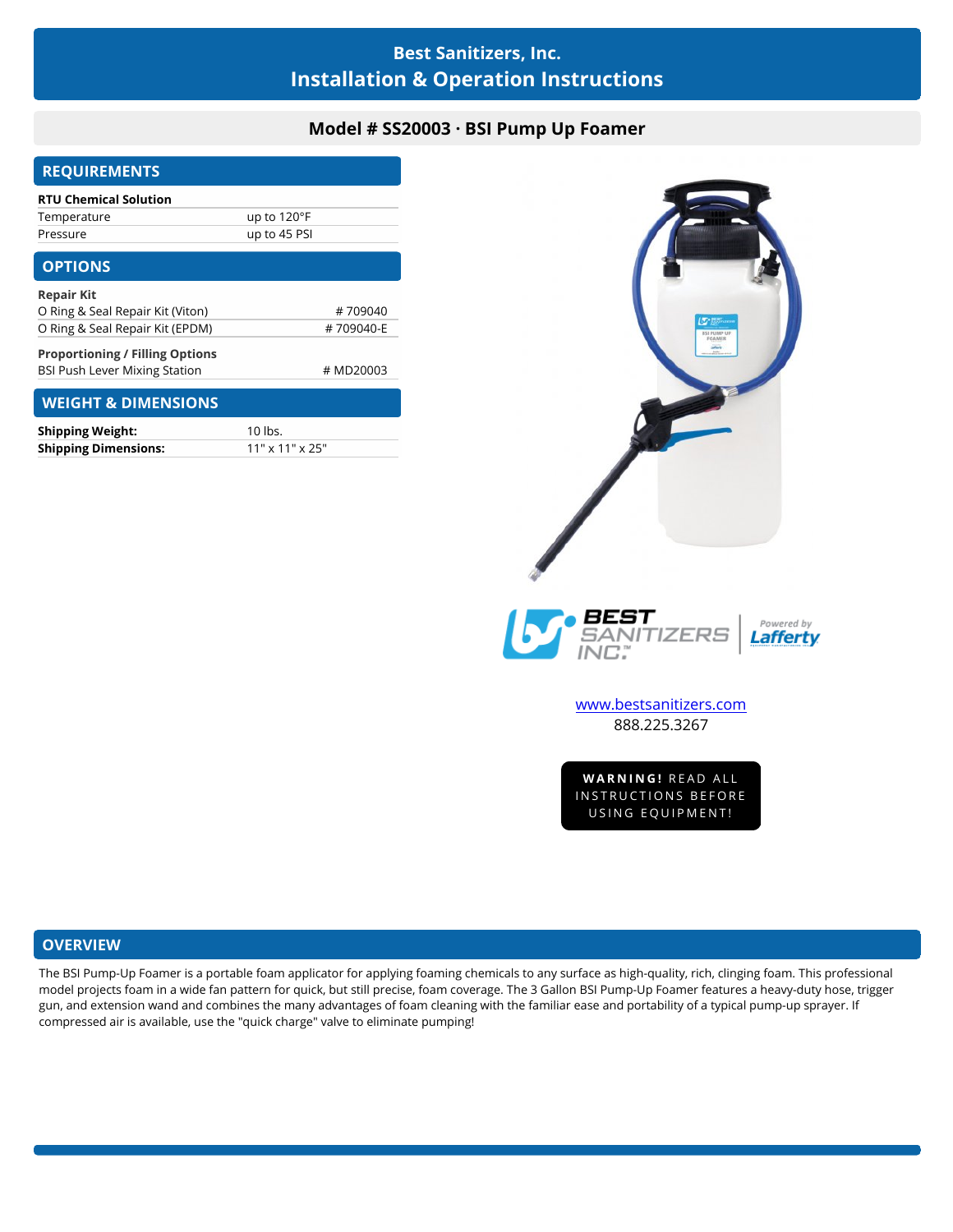# Best Sanitizers, Inc.
# Installation & Operation Instructions

## Model # SS20003 · BSI Pump Up Foamer

## REQUIREMENTS

| RTU Chemical Solution | |
|---|---|
| Temperature | up to 120°F |
| Pressure | up to 45 PSI |

## OPTIONS

| Repair Kit | |
|---|---|
| O Ring & Seal Repair Kit (Viton) | # 709040 |
| O Ring & Seal Repair Kit (EPDM) | # 709040-E |

| Proportioning / Filling Options | |
|---|---|
| BSI Push Lever Mixing Station | # MD20003 |

## WEIGHT & DIMENSIONS

| | |
|---|---|
| **Shipping Weight:** | 10 lbs. |
| **Shipping Dimensions:** | 11" x 11" x 25" |

BEST SANITIZERS INC.™ | Powered by Lafferty

www.bestsanitizers.com
888.225.3267

**WARNING!** READ ALL INSTRUCTIONS BEFORE USING EQUIPMENT!

## OVERVIEW

The BSI Pump-Up Foamer is a portable foam applicator for applying foaming chemicals to any surface as high-quality, rich, clinging foam. This professional model projects foam in a wide fan pattern for quick, but still precise, foam coverage. The 3 Gallon BSI Pump-Up Foamer features a heavy-duty hose, trigger gun, and extension wand and combines the many advantages of foam cleaning with the familiar ease and portability of a typical pump-up sprayer. If compressed air is available, use the "quick charge" valve to eliminate pumping!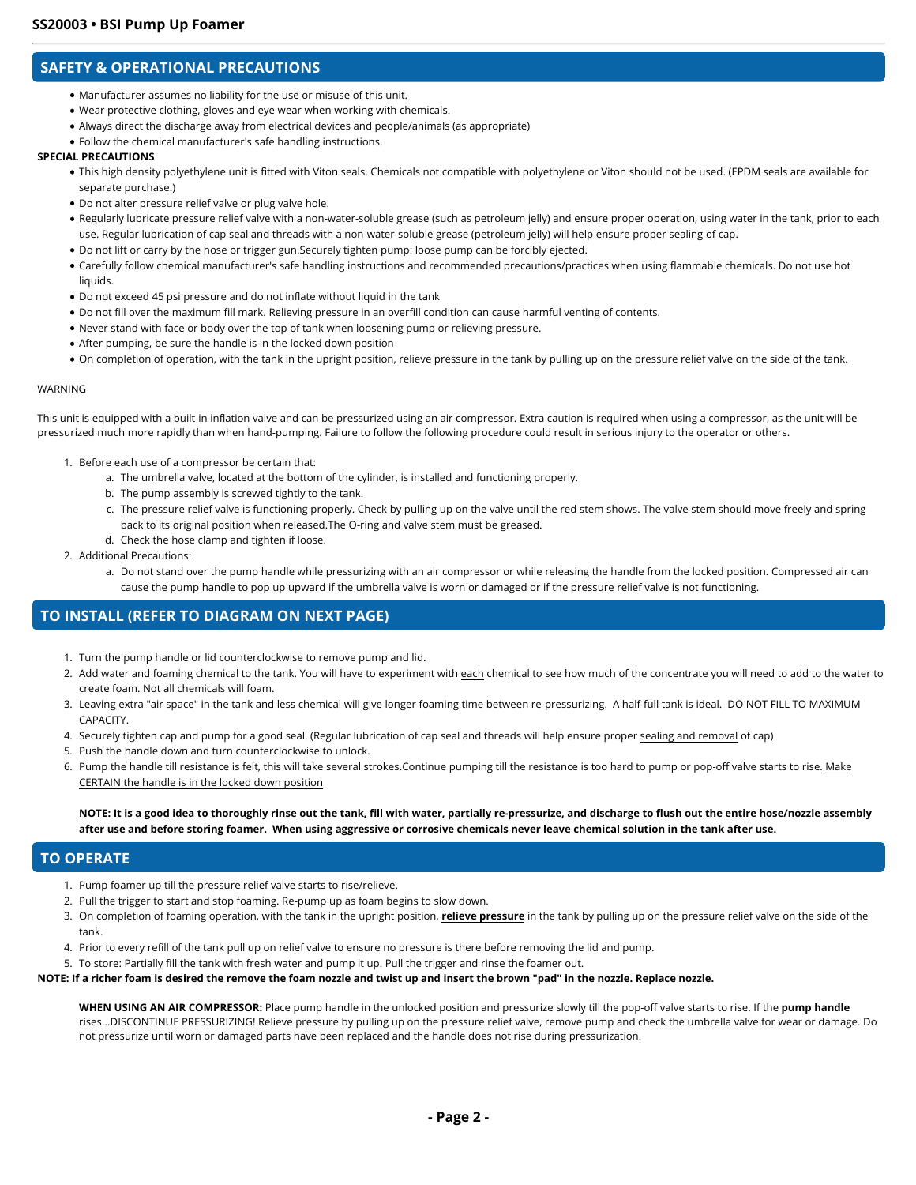## SAFETY & OPERATIONAL PRECAUTIONS

- Manufacturer assumes no liability for the use or misuse of this unit.
- Wear protective clothing, gloves and eye wear when working with chemicals.
- Always direct the discharge away from electrical devices and people/animals (as appropriate)
- Follow the chemical manufacturer's safe handling instructions.

**SPECIAL PRECAUTIONS**

- This high density polyethylene unit is fitted with Viton seals. Chemicals not compatible with polyethylene or Viton should not be used. (EPDM seals are available for separate purchase.)
- Do not alter pressure relief valve or plug valve hole.
- Regularly lubricate pressure relief valve with a non-water-soluble grease (such as petroleum jelly) and ensure proper operation, using water in the tank, prior to each use. Regular lubrication of cap seal and threads with a non-water-soluble grease (petroleum jelly) will help ensure proper sealing of cap.
- Do not lift or carry by the hose or trigger gun.Securely tighten pump: loose pump can be forcibly ejected.
- Carefully follow chemical manufacturer's safe handling instructions and recommended precautions/practices when using flammable chemicals. Do not use hot liquids.
- Do not exceed 45 psi pressure and do not inflate without liquid in the tank
- Do not fill over the maximum fill mark. Relieving pressure in an overfill condition can cause harmful venting of contents.
- Never stand with face or body over the top of tank when loosening pump or relieving pressure.
- After pumping, be sure the handle is in the locked down position
- On completion of operation, with the tank in the upright position, relieve pressure in the tank by pulling up on the pressure relief valve on the side of the tank.

WARNING

This unit is equipped with a built-in inflation valve and can be pressurized using an air compressor. Extra caution is required when using a compressor, as the unit will be pressurized much more rapidly than when hand-pumping. Failure to follow the following procedure could result in serious injury to the operator or others.

1. Before each use of a compressor be certain that:
   a. The umbrella valve, located at the bottom of the cylinder, is installed and functioning properly.
   b. The pump assembly is screwed tightly to the tank.
   c. The pressure relief valve is functioning properly. Check by pulling up on the valve until the red stem shows. The valve stem should move freely and spring back to its original position when released.The O-ring and valve stem must be greased.
   d. Check the hose clamp and tighten if loose.
2. Additional Precautions:
   a. Do not stand over the pump handle while pressurizing with an air compressor or while releasing the handle from the locked position. Compressed air can cause the pump handle to pop up upward if the umbrella valve is worn or damaged or if the pressure relief valve is not functioning.

## TO INSTALL (REFER TO DIAGRAM ON NEXT PAGE)

1. Turn the pump handle or lid counterclockwise to remove pump and lid.
2. Add water and foaming chemical to the tank. You will have to experiment with each chemical to see how much of the concentrate you will need to add to the water to create foam. Not all chemicals will foam.
3. Leaving extra "air space" in the tank and less chemical will give longer foaming time between re-pressurizing. A half-full tank is ideal. DO NOT FILL TO MAXIMUM CAPACITY.
4. Securely tighten cap and pump for a good seal. (Regular lubrication of cap seal and threads will help ensure proper sealing and removal of cap)
5. Push the handle down and turn counterclockwise to unlock.
6. Pump the handle till resistance is felt, this will take several strokes.Continue pumping till the resistance is too hard to pump or pop-off valve starts to rise. Make CERTAIN the handle is in the locked down position

**NOTE: It is a good idea to thoroughly rinse out the tank, fill with water, partially re-pressurize, and discharge to flush out the entire hose/nozzle assembly after use and before storing foamer. When using aggressive or corrosive chemicals never leave chemical solution in the tank after use.**

## TO OPERATE

1. Pump foamer up till the pressure relief valve starts to rise/relieve.
2. Pull the trigger to start and stop foaming. Re-pump up as foam begins to slow down.
3. On completion of foaming operation, with the tank in the upright position, **relieve pressure** in the tank by pulling up on the pressure relief valve on the side of the tank.
4. Prior to every refill of the tank pull up on relief valve to ensure no pressure is there before removing the lid and pump.
5. To store: Partially fill the tank with fresh water and pump it up. Pull the trigger and rinse the foamer out.

**NOTE: If a richer foam is desired the remove the foam nozzle and twist up and insert the brown "pad" in the nozzle. Replace nozzle.**

**WHEN USING AN AIR COMPRESSOR:** Place pump handle in the unlocked position and pressurize slowly till the pop-off valve starts to rise. If the **pump handle** rises...DISCONTINUE PRESSURIZING! Relieve pressure by pulling up on the pressure relief valve, remove pump and check the umbrella valve for wear or damage. Do not pressurize until worn or damaged parts have been replaced and the handle does not rise during pressurization.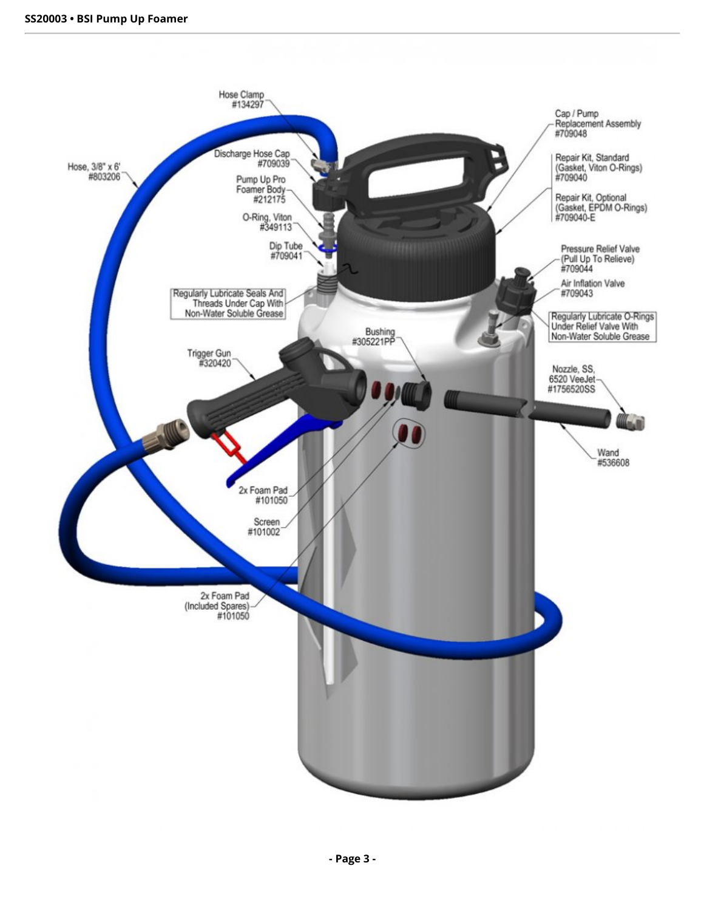Hose Clamp
#134297

Cap / Pump
Replacement Assembly
#709048

Discharge Hose Cap
#709039

Hose, 3/8" x 6'
#803206

Pump Up Pro
Foamer Body
#212175

Repair Kit, Standard
(Gasket, Viton O-Rings)
#709040

Repair Kit, Optional
(Gasket, EPDM O-Rings)
#709040-E

O-Ring, Viton
#349113

Dip Tube
#709041

Pressure Relief Valve
(Pull Up To Relieve)
#709044

Regularly Lubricate Seals And Threads Under Cap With Non-Water Soluble Grease

Air Inflation Valve
#709043

Regularly Lubricate O-Rings Under Relief Valve With Non-Water Soluble Grease

Bushing
#305221PP

Trigger Gun
#320420

Nozzle, SS,
6520 VeeJet
#1756520SS

Wand
#536608

2x Foam Pad
#101050

Screen
#101002

2x Foam Pad
(Included Spares)
#101050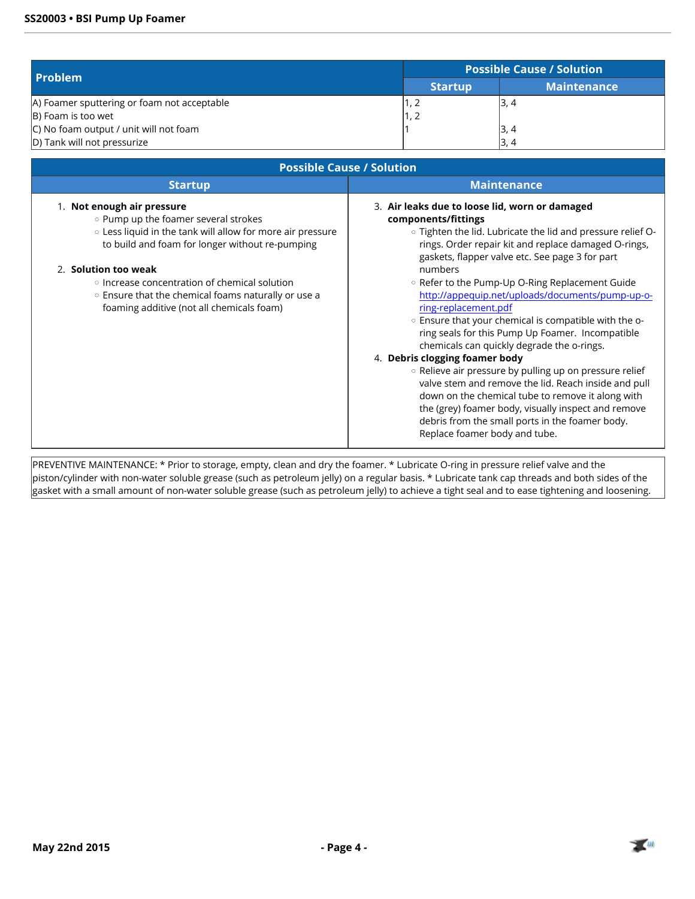| Problem | Possible Cause / Solution | |
|---|---|---|
| | Startup | Maintenance |
| A) Foamer sputtering or foam not acceptable | 1, 2 | 3, 4 |
| B) Foam is too wet | 1, 2 | |
| C) No foam output / unit will not foam | 1 | 3, 4 |
| D) Tank will not pressurize | | 3, 4 |

## Possible Cause / Solution

### Startup

1. **Not enough air pressure**
   - Pump up the foamer several strokes
   - Less liquid in the tank will allow for more air pressure to build and foam for longer without re-pumping
2. **Solution too weak**
   - Increase concentration of chemical solution
   - Ensure that the chemical foams naturally or use a foaming additive (not all chemicals foam)

### Maintenance

3. **Air leaks due to loose lid, worn or damaged components/fittings**
   - Tighten the lid. Lubricate the lid and pressure relief O-rings. Order repair kit and replace damaged O-rings, gaskets, flapper valve etc. See page 3 for part numbers
   - Refer to the Pump-Up O-Ring Replacement Guide http://appequip.net/uploads/documents/pump-up-o-ring-replacement.pdf
   - Ensure that your chemical is compatible with the o-ring seals for this Pump Up Foamer. Incompatible chemicals can quickly degrade the o-rings.
4. **Debris clogging foamer body**
   - Relieve air pressure by pulling up on pressure relief valve stem and remove the lid. Reach inside and pull down on the chemical tube to remove it along with the (grey) foamer body, visually inspect and remove debris from the small ports in the foamer body. Replace foamer body and tube.

PREVENTIVE MAINTENANCE: * Prior to storage, empty, clean and dry the foamer. * Lubricate O-ring in pressure relief valve and the piston/cylinder with non-water soluble grease (such as petroleum jelly) on a regular basis. * Lubricate tank cap threads and both sides of the gasket with a small amount of non-water soluble grease (such as petroleum jelly) to achieve a tight seal and to ease tightening and loosening.